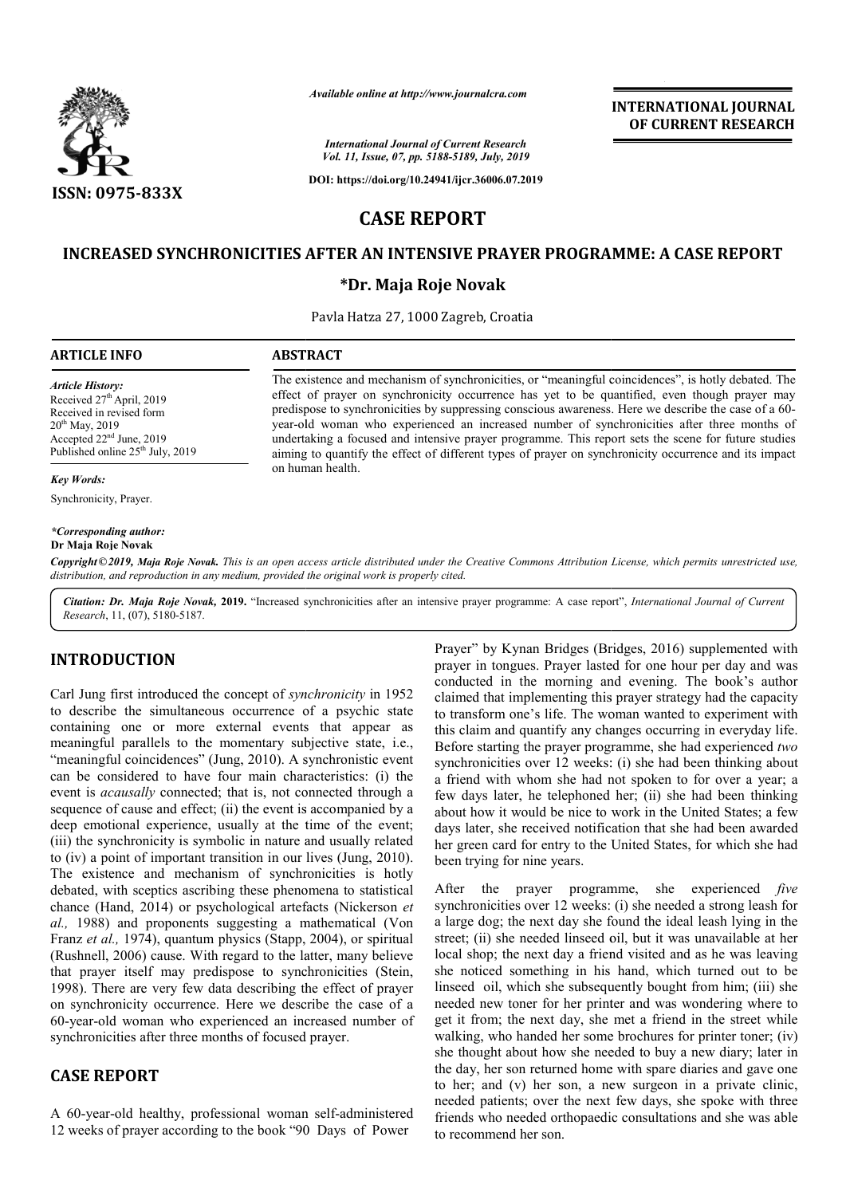*Available online at http://www.journalcra.com*

**INTERNATIONAL JOURNAL OF CURRENT RESEARCH**

*International Journal of Current Research*
*Vol. 11, Issue, 07, pp. 5188-5189, July, 2019*

**DOI: https://doi.org/10.24941/ijcr.36006.07.2019**

**ISSN: 0975-833X**

# CASE REPORT

## INCREASED SYNCHRONICITIES AFTER AN INTENSIVE PRAYER PROGRAMME: A CASE REPORT

**\*Dr. Maja Roje Novak**

Pavla Hatza 27, 1000 Zagreb, Croatia

**ARTICLE INFO**

*Article History:*
Received 27th April, 2019
Received in revised form
20th May, 2019
Accepted 22nd June, 2019
Published online 25th July, 2019

*Key Words:*
Synchronicity, Prayer.

*\*Corresponding author:*
**Dr Maja Roje Novak**

**ABSTRACT**

The existence and mechanism of synchronicities, or "meaningful coincidences", is hotly debated. The effect of prayer on synchronicity occurrence has yet to be quantified, even though prayer may predispose to synchronicities by suppressing conscious awareness. Here we describe the case of a 60-year-old woman who experienced an increased number of synchronicities after three months of undertaking a focused and intensive prayer programme. This report sets the scene for future studies aiming to quantify the effect of different types of prayer on synchronicity occurrence and its impact on human health.

*Copyright©2019, Maja Roje Novak. This is an open access article distributed under the Creative Commons Attribution License, which permits unrestricted use, distribution, and reproduction in any medium, provided the original work is properly cited.*

*Citation: Dr. Maja Roje Novak,* **2019.** "Increased synchronicities after an intensive prayer programme: A case report", *International Journal of Current Research*, 11, (07), 5180-5187.

## INTRODUCTION

Carl Jung first introduced the concept of *synchronicity* in 1952 to describe the simultaneous occurrence of a psychic state containing one or more external events that appear as meaningful parallels to the momentary subjective state, i.e., "meaningful coincidences" (Jung, 2010). A synchronistic event can be considered to have four main characteristics: (i) the event is *acausally* connected; that is, not connected through a sequence of cause and effect; (ii) the event is accompanied by a deep emotional experience, usually at the time of the event; (iii) the synchronicity is symbolic in nature and usually related to (iv) a point of important transition in our lives (Jung, 2010). The existence and mechanism of synchronicities is hotly debated, with sceptics ascribing these phenomena to statistical chance (Hand, 2014) or psychological artefacts (Nickerson *et al.,* 1988) and proponents suggesting a mathematical (Von Franz *et al.,* 1974), quantum physics (Stapp, 2004), or spiritual (Rushnell, 2006) cause. With regard to the latter, many believe that prayer itself may predispose to synchronicities (Stein, 1998). There are very few data describing the effect of prayer on synchronicity occurrence. Here we describe the case of a 60-year-old woman who experienced an increased number of synchronicities after three months of focused prayer.

## CASE REPORT

A 60-year-old healthy, professional woman self-administered 12 weeks of prayer according to the book "90 Days of Power Prayer" by Kynan Bridges (Bridges, 2016) supplemented with prayer in tongues. Prayer lasted for one hour per day and was conducted in the morning and evening. The book's author claimed that implementing this prayer strategy had the capacity to transform one's life. The woman wanted to experiment with this claim and quantify any changes occurring in everyday life. Before starting the prayer programme, she had experienced *two* synchronicities over 12 weeks: (i) she had been thinking about a friend with whom she had not spoken to for over a year; a few days later, he telephoned her; (ii) she had been thinking about how it would be nice to work in the United States; a few days later, she received notification that she had been awarded her green card for entry to the United States, for which she had been trying for nine years.

After the prayer programme, she experienced *five* synchronicities over 12 weeks: (i) she needed a strong leash for a large dog; the next day she found the ideal leash lying in the street; (ii) she needed linseed oil, but it was unavailable at her local shop; the next day a friend visited and as he was leaving she noticed something in his hand, which turned out to be linseed oil, which she subsequently bought from him; (iii) she needed new toner for her printer and was wondering where to get it from; the next day, she met a friend in the street while walking, who handed her some brochures for printer toner; (iv) she thought about how she needed to buy a new diary; later in the day, her son returned home with spare diaries and gave one to her; and (v) her son, a new surgeon in a private clinic, needed patients; over the next few days, she spoke with three friends who needed orthopaedic consultations and she was able to recommend her son.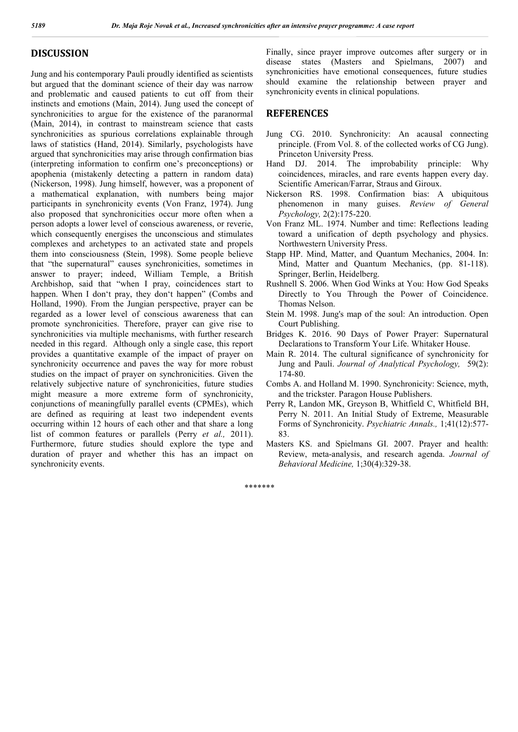## DISCUSSION

Jung and his contemporary Pauli proudly identified as scientists but argued that the dominant science of their day was narrow and problematic and caused patients to cut off from their instincts and emotions (Main, 2014). Jung used the concept of synchronicities to argue for the existence of the paranormal (Main, 2014), in contrast to mainstream science that casts synchronicities as spurious correlations explainable through laws of statistics (Hand, 2014). Similarly, psychologists have argued that synchronicities may arise through confirmation bias (interpreting information to confirm one's preconceptions) or apophenia (mistakenly detecting a pattern in random data) (Nickerson, 1998). Jung himself, however, was a proponent of a mathematical explanation, with numbers being major participants in synchronicity events (Von Franz, 1974). Jung also proposed that synchronicities occur more often when a person adopts a lower level of conscious awareness, or reverie, which consequently energises the unconscious and stimulates complexes and archetypes to an activated state and propels them into consciousness (Stein, 1998). Some people believe that "the supernatural" causes synchronicities, sometimes in answer to prayer; indeed, William Temple, a British Archbishop, said that "when I pray, coincidences start to happen. When I don't pray, they don't happen" (Combs and Holland, 1990). From the Jungian perspective, prayer can be regarded as a lower level of conscious awareness that can promote synchronicities. Therefore, prayer can give rise to synchronicities via multiple mechanisms, with further research needed in this regard. Although only a single case, this report provides a quantitative example of the impact of prayer on synchronicity occurrence and paves the way for more robust studies on the impact of prayer on synchronicities. Given the relatively subjective nature of synchronicities, future studies might measure a more extreme form of synchronicity, conjunctions of meaningfully parallel events (CPMEs), which are defined as requiring at least two independent events occurring within 12 hours of each other and that share a long list of common features or parallels (Perry *et al.,* 2011). Furthermore, future studies should explore the type and duration of prayer and whether this has an impact on synchronicity events.

Finally, since prayer improve outcomes after surgery or in disease states (Masters and Spielmans, 2007) and synchronicities have emotional consequences, future studies should examine the relationship between prayer and synchronicity events in clinical populations.

## REFERENCES

- Jung CG. 2010. Synchronicity: An acausal connecting principle. (From Vol. 8. of the collected works of CG Jung). Princeton University Press.
- Hand DJ. 2014. The improbability principle: Why coincidences, miracles, and rare events happen every day. Scientific American/Farrar, Straus and Giroux.
- Nickerson RS. 1998. Confirmation bias: A ubiquitous phenomenon in many guises. *Review of General Psychology,* 2(2):175-220.
- Von Franz ML. 1974. Number and time: Reflections leading toward a unification of depth psychology and physics. Northwestern University Press.
- Stapp HP. Mind, Matter, and Quantum Mechanics, 2004. In: Mind, Matter and Quantum Mechanics, (pp. 81-118). Springer, Berlin, Heidelberg.
- Rushnell S. 2006. When God Winks at You: How God Speaks Directly to You Through the Power of Coincidence. Thomas Nelson.
- Stein M. 1998. Jung's map of the soul: An introduction. Open Court Publishing.
- Bridges K. 2016. 90 Days of Power Prayer: Supernatural Declarations to Transform Your Life. Whitaker House.
- Main R. 2014. The cultural significance of synchronicity for Jung and Pauli. *Journal of Analytical Psychology,* 59(2): 174-80.
- Combs A. and Holland M. 1990. Synchronicity: Science, myth, and the trickster. Paragon House Publishers.
- Perry R, Landon MK, Greyson B, Whitfield C, Whitfield BH, Perry N. 2011. An Initial Study of Extreme, Measurable Forms of Synchronicity. *Psychiatric Annals.,* 1;41(12):577-83.
- Masters KS. and Spielmans GI. 2007. Prayer and health: Review, meta-analysis, and research agenda. *Journal of Behavioral Medicine,* 1;30(4):329-38.

*******